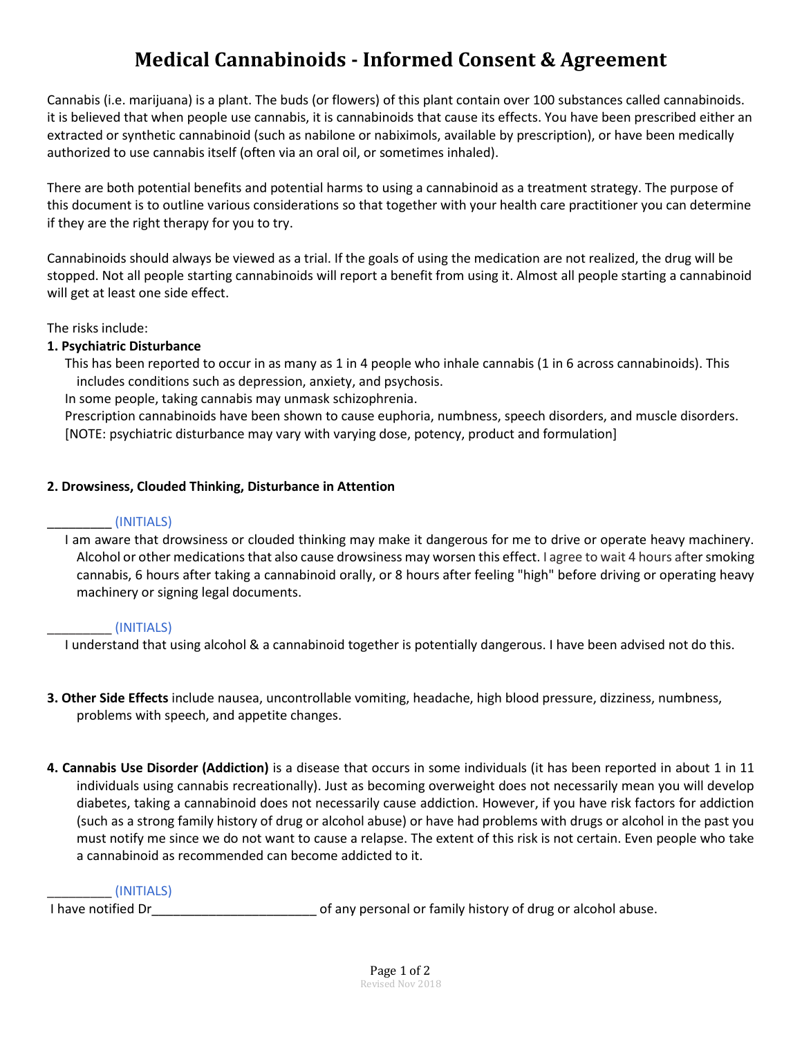# Medical Cannabinoids - Informed Consent & Agreement

Cannabis (i.e. marijuana) is a plant. The buds (or flowers) of this plant contain over 100 substances called cannabinoids. it is believed that when people use cannabis, it is cannabinoids that cause its effects. You have been prescribed either an extracted or synthetic cannabinoid (such as nabilone or nabiximols, available by prescription), or have been medically authorized to use cannabis itself (often via an oral oil, or sometimes inhaled).

There are both potential benefits and potential harms to using a cannabinoid as a treatment strategy. The purpose of this document is to outline various considerations so that together with your health care practitioner you can determine if they are the right therapy for you to try.

Cannabinoids should always be viewed as a trial. If the goals of using the medication are not realized, the drug will be stopped. Not all people starting cannabinoids will report a benefit from using it. Almost all people starting a cannabinoid will get at least one side effect.

The risks include:

**1. Psychiatric Disturbance**

This has been reported to occur in as many as 1 in 4 people who inhale cannabis (1 in 6 across cannabinoids). This includes conditions such as depression, anxiety, and psychosis.

In some people, taking cannabis may unmask schizophrenia.

Prescription cannabinoids have been shown to cause euphoria, numbness, speech disorders, and muscle disorders.

[NOTE: psychiatric disturbance may vary with varying dose, potency, product and formulation]

**2. Drowsiness, Clouded Thinking, Disturbance in Attention**

_________ (INITIALS)

I am aware that drowsiness or clouded thinking may make it dangerous for me to drive or operate heavy machinery. Alcohol or other medications that also cause drowsiness may worsen this effect. I agree to wait 4 hours after smoking cannabis, 6 hours after taking a cannabinoid orally, or 8 hours after feeling "high" before driving or operating heavy machinery or signing legal documents.

_________ (INITIALS)

I understand that using alcohol & a cannabinoid together is potentially dangerous. I have been advised not do this.

**3. Other Side Effects** include nausea, uncontrollable vomiting, headache, high blood pressure, dizziness, numbness, problems with speech, and appetite changes.

**4. Cannabis Use Disorder (Addiction)** is a disease that occurs in some individuals (it has been reported in about 1 in 11 individuals using cannabis recreationally). Just as becoming overweight does not necessarily mean you will develop diabetes, taking a cannabinoid does not necessarily cause addiction. However, if you have risk factors for addiction (such as a strong family history of drug or alcohol abuse) or have had problems with drugs or alcohol in the past you must notify me since we do not want to cause a relapse. The extent of this risk is not certain. Even people who take a cannabinoid as recommended can become addicted to it.

_________ (INITIALS)

I have notified Dr_______________________ of any personal or family history of drug or alcohol abuse.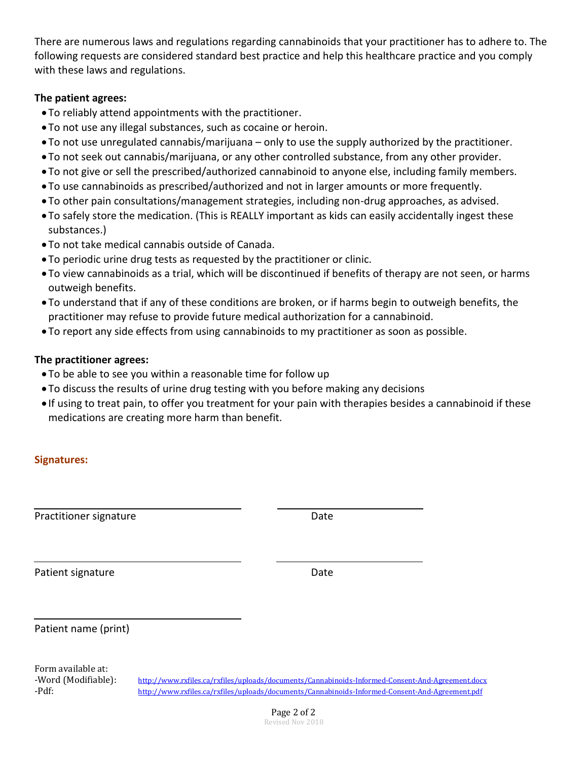There are numerous laws and regulations regarding cannabinoids that your practitioner has to adhere to. The following requests are considered standard best practice and help this healthcare practice and you comply with these laws and regulations.

**The patient agrees:**

- To reliably attend appointments with the practitioner.
- To not use any illegal substances, such as cocaine or heroin.
- To not use unregulated cannabis/marijuana – only to use the supply authorized by the practitioner.
- To not seek out cannabis/marijuana, or any other controlled substance, from any other provider.
- To not give or sell the prescribed/authorized cannabinoid to anyone else, including family members.
- To use cannabinoids as prescribed/authorized and not in larger amounts or more frequently.
- To other pain consultations/management strategies, including non-drug approaches, as advised.
- To safely store the medication. (This is REALLY important as kids can easily accidentally ingest these substances.)
- To not take medical cannabis outside of Canada.
- To periodic urine drug tests as requested by the practitioner or clinic.
- To view cannabinoids as a trial, which will be discontinued if benefits of therapy are not seen, or harms outweigh benefits.
- To understand that if any of these conditions are broken, or if harms begin to outweigh benefits, the practitioner may refuse to provide future medical authorization for a cannabinoid.
- To report any side effects from using cannabinoids to my practitioner as soon as possible.

**The practitioner agrees:**

- To be able to see you within a reasonable time for follow up
- To discuss the results of urine drug testing with you before making any decisions
- If using to treat pain, to offer you treatment for your pain with therapies besides a cannabinoid if these medications are creating more harm than benefit.

**Signatures:**

______________________________ ______________________
Practitioner signature Date

______________________________ ______________________
Patient signature Date

______________________________
Patient name (print)

Form available at:
-Word (Modifiable): http://www.rxfiles.ca/rxfiles/uploads/documents/Cannabinoids-Informed-Consent-And-Agreement.docx
-Pdf: http://www.rxfiles.ca/rxfiles/uploads/documents/Cannabinoids-Informed-Consent-And-Agreement.pdf

Revised Nov 2018